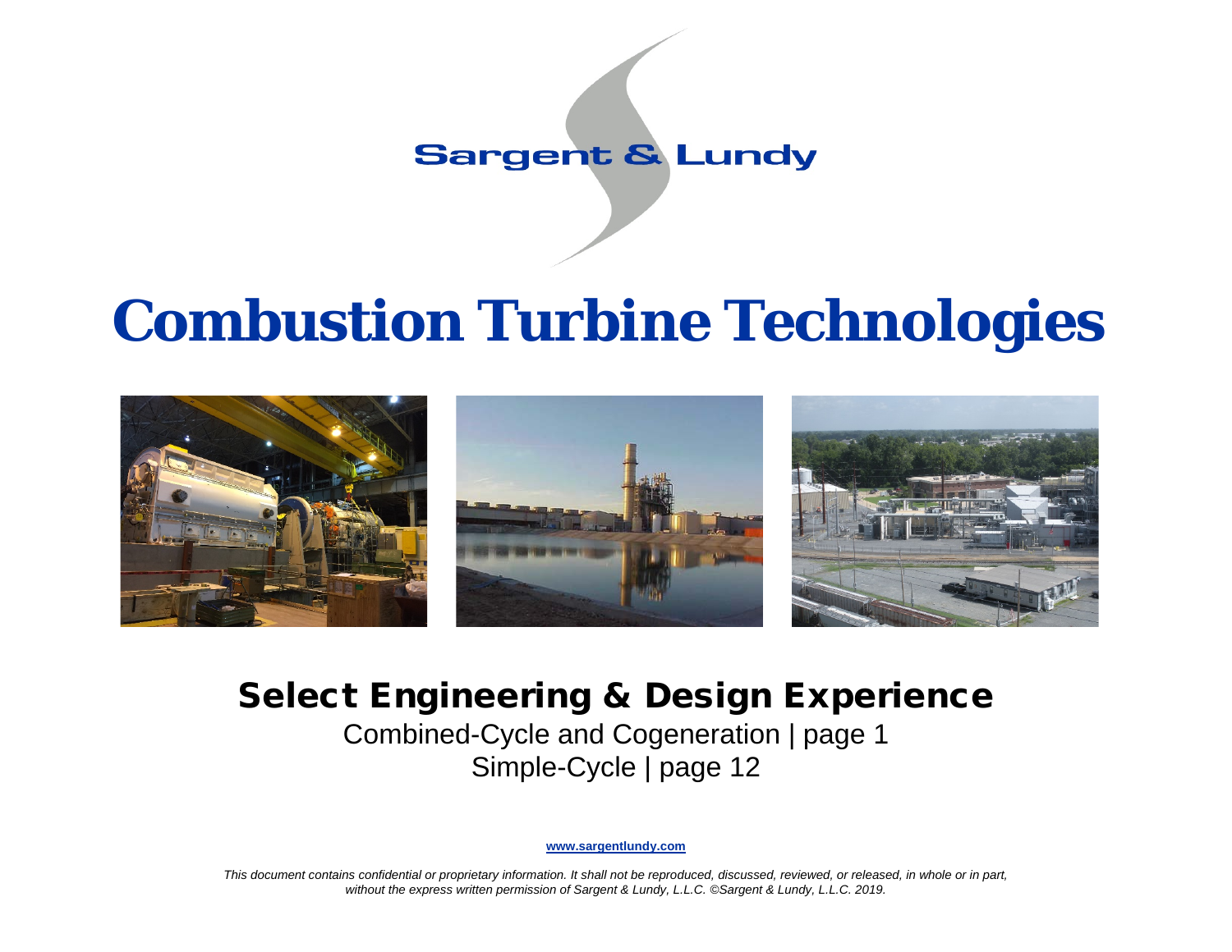Sargent & Lundy

# Combustion Turbine Technologies

## Select Engineering & Design Experience

Combined-Cycle and Cogeneration | page 1

Simple-Cycle | page 12

www.sargentlundy.com

*This document contains confidential or proprietary information. It shall not be reproduced, discussed, reviewed, or released, in whole or in part, without the express written permission of Sargent & Lundy, L.L.C. ©Sargent & Lundy, L.L.C. 2019.*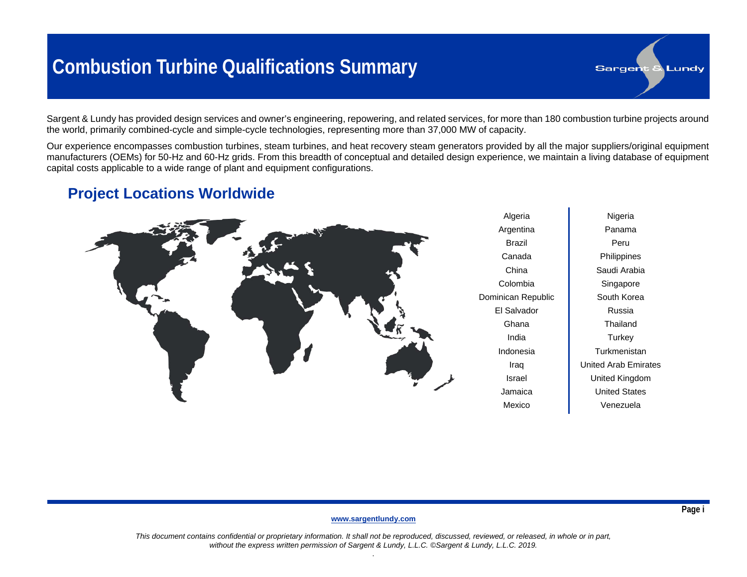# Combustion Turbine Qualifications Summary

Sargent & Lundy has provided design services and owner's engineering, repowering, and related services, for more than 180 combustion turbine projects around the world, primarily combined-cycle and simple-cycle technologies, representing more than 37,000 MW of capacity.

Our experience encompasses combustion turbines, steam turbines, and heat recovery steam generators provided by all the major suppliers/original equipment manufacturers (OEMs) for 50-Hz and 60-Hz grids. From this breadth of conceptual and detailed design experience, we maintain a living database of equipment capital costs applicable to a wide range of plant and equipment configurations.

## Project Locations Worldwide

| | |
|---|---|
| Algeria | Nigeria |
| Argentina | Panama |
| Brazil | Peru |
| Canada | Philippines |
| China | Saudi Arabia |
| Colombia | Singapore |
| Dominican Republic | South Korea |
| El Salvador | Russia |
| Ghana | Thailand |
| India | Turkey |
| Indonesia | Turkmenistan |
| Iraq | United Arab Emirates |
| Israel | United Kingdom |
| Jamaica | United States |
| Mexico | Venezuela |

www.sargentlundy.com

*This document contains confidential or proprietary information. It shall not be reproduced, discussed, reviewed, or released, in whole or in part, without the express written permission of Sargent & Lundy, L.L.C. ©Sargent & Lundy, L.L.C. 2019.*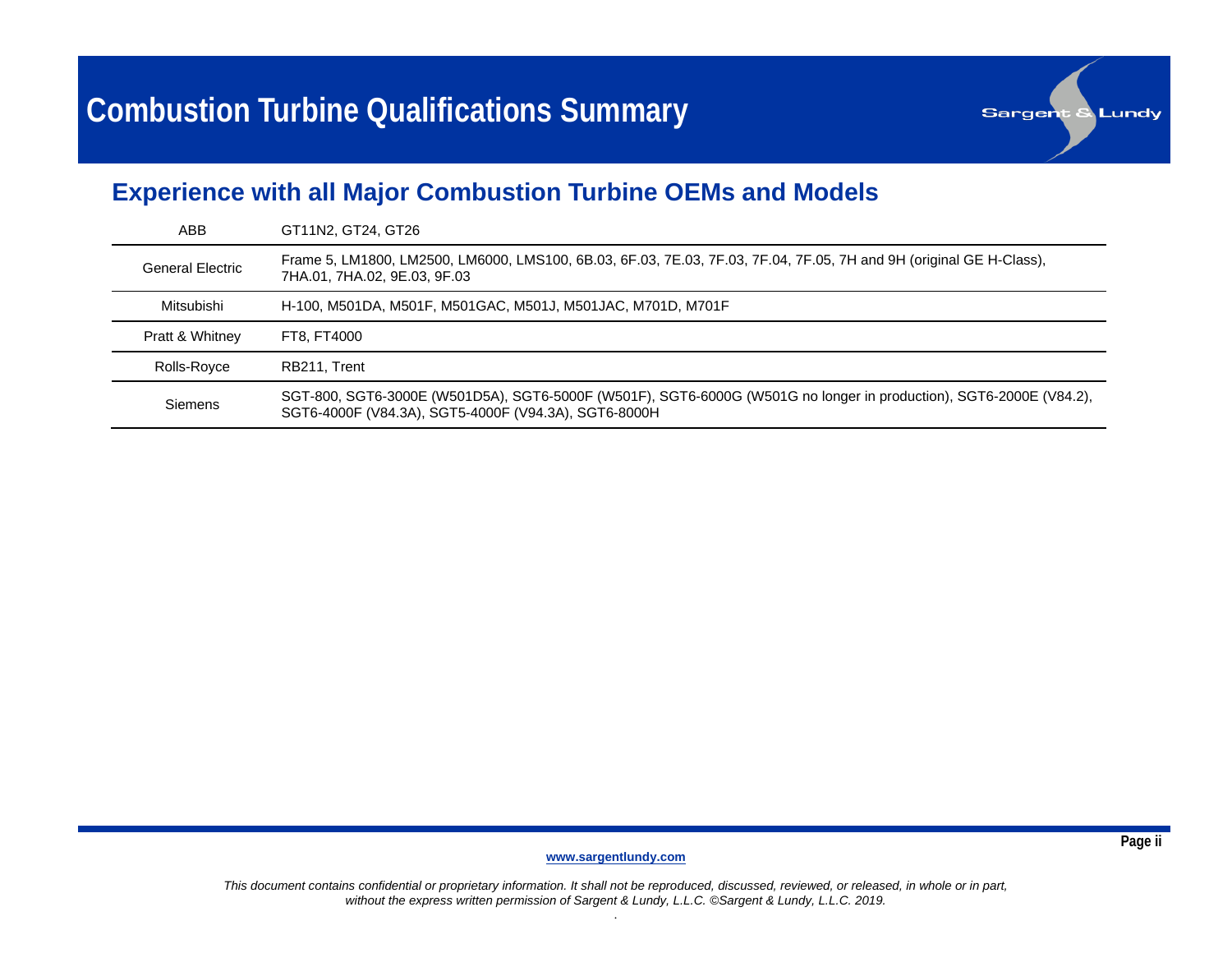# Combustion Turbine Qualifications Summary

## Experience with all Major Combustion Turbine OEMs and Models

| | |
|---|---|
| ABB | GT11N2, GT24, GT26 |
| General Electric | Frame 5, LM1800, LM2500, LM6000, LMS100, 6B.03, 6F.03, 7E.03, 7F.03, 7F.04, 7F.05, 7H and 9H (original GE H-Class), 7HA.01, 7HA.02, 9E.03, 9F.03 |
| Mitsubishi | H-100, M501DA, M501F, M501GAC, M501J, M501JAC, M701D, M701F |
| Pratt & Whitney | FT8, FT4000 |
| Rolls-Royce | RB211, Trent |
| Siemens | SGT-800, SGT6-3000E (W501D5A), SGT6-5000F (W501F), SGT6-6000G (W501G no longer in production), SGT6-2000E (V84.2), SGT6-4000F (V84.3A), SGT5-4000F (V94.3A), SGT6-8000H |

www.sargentlundy.com

*This document contains confidential or proprietary information. It shall not be reproduced, discussed, reviewed, or released, in whole or in part, without the express written permission of Sargent & Lundy, L.L.C. ©Sargent & Lundy, L.L.C. 2019.*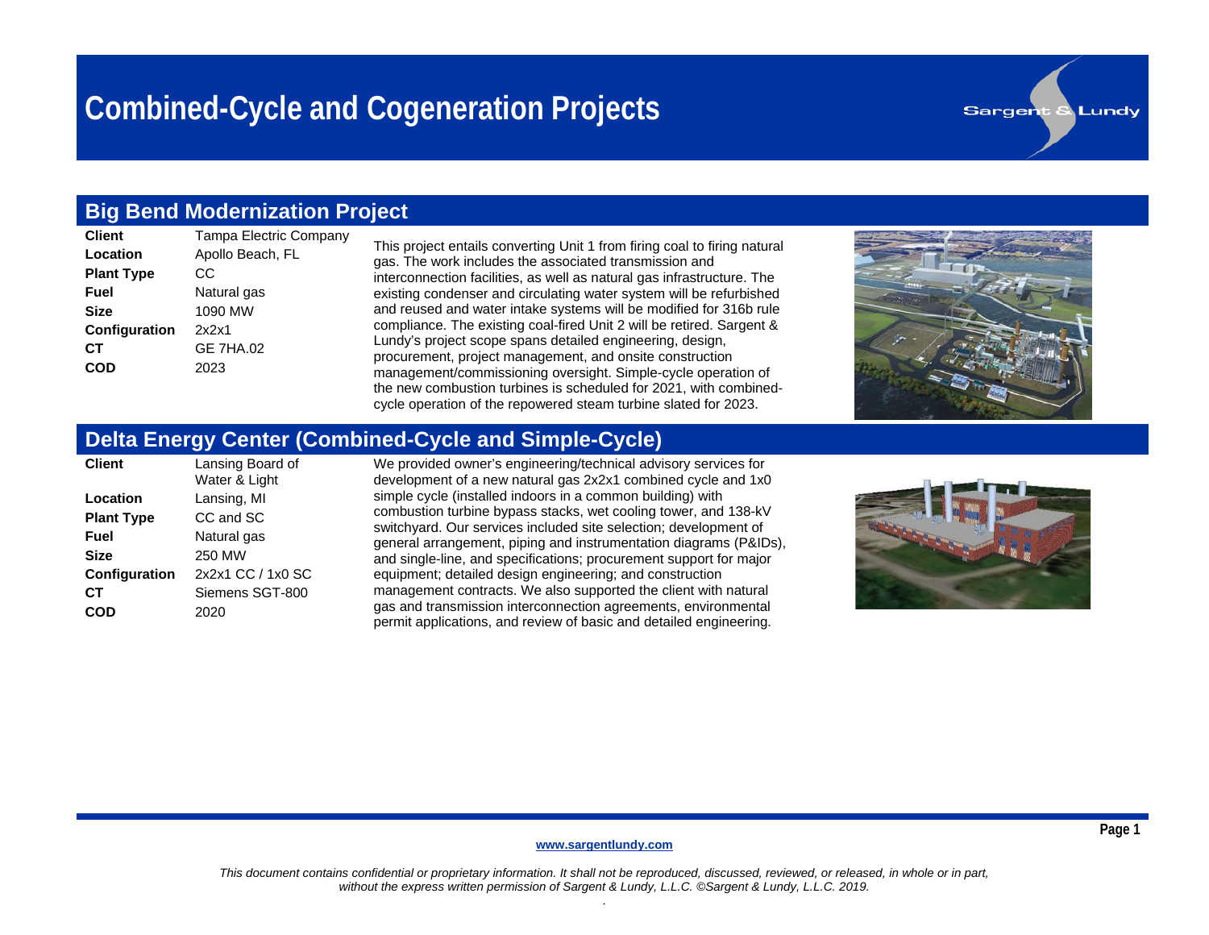# Combined-Cycle and Cogeneration Projects

## Big Bend Modernization Project

| | |
|---|---|
| **Client** | Tampa Electric Company |
| **Location** | Apollo Beach, FL |
| **Plant Type** | CC |
| **Fuel** | Natural gas |
| **Size** | 1090 MW |
| **Configuration** | 2x2x1 |
| **CT** | GE 7HA.02 |
| **COD** | 2023 |

This project entails converting Unit 1 from firing coal to firing natural gas. The work includes the associated transmission and interconnection facilities, as well as natural gas infrastructure. The existing condenser and circulating water system will be refurbished and reused and water intake systems will be modified for 316b rule compliance. The existing coal-fired Unit 2 will be retired. Sargent & Lundy's project scope spans detailed engineering, design, procurement, project management, and onsite construction management/commissioning oversight. Simple-cycle operation of the new combustion turbines is scheduled for 2021, with combined-cycle operation of the repowered steam turbine slated for 2023.

## Delta Energy Center (Combined-Cycle and Simple-Cycle)

| | |
|---|---|
| **Client** | Lansing Board of Water & Light |
| **Location** | Lansing, MI |
| **Plant Type** | CC and SC |
| **Fuel** | Natural gas |
| **Size** | 250 MW |
| **Configuration** | 2x2x1 CC / 1x0 SC |
| **CT** | Siemens SGT-800 |
| **COD** | 2020 |

We provided owner's engineering/technical advisory services for development of a new natural gas 2x2x1 combined cycle and 1x0 simple cycle (installed indoors in a common building) with combustion turbine bypass stacks, wet cooling tower, and 138-kV switchyard. Our services included site selection; development of general arrangement, piping and instrumentation diagrams (P&IDs), and single-line, and specifications; procurement support for major equipment; detailed design engineering; and construction management contracts. We also supported the client with natural gas and transmission interconnection agreements, environmental permit applications, and review of basic and detailed engineering.

www.sargentlundy.com

*This document contains confidential or proprietary information. It shall not be reproduced, discussed, reviewed, or released, in whole or in part, without the express written permission of Sargent & Lundy, L.L.C. ©Sargent & Lundy, L.L.C. 2019.*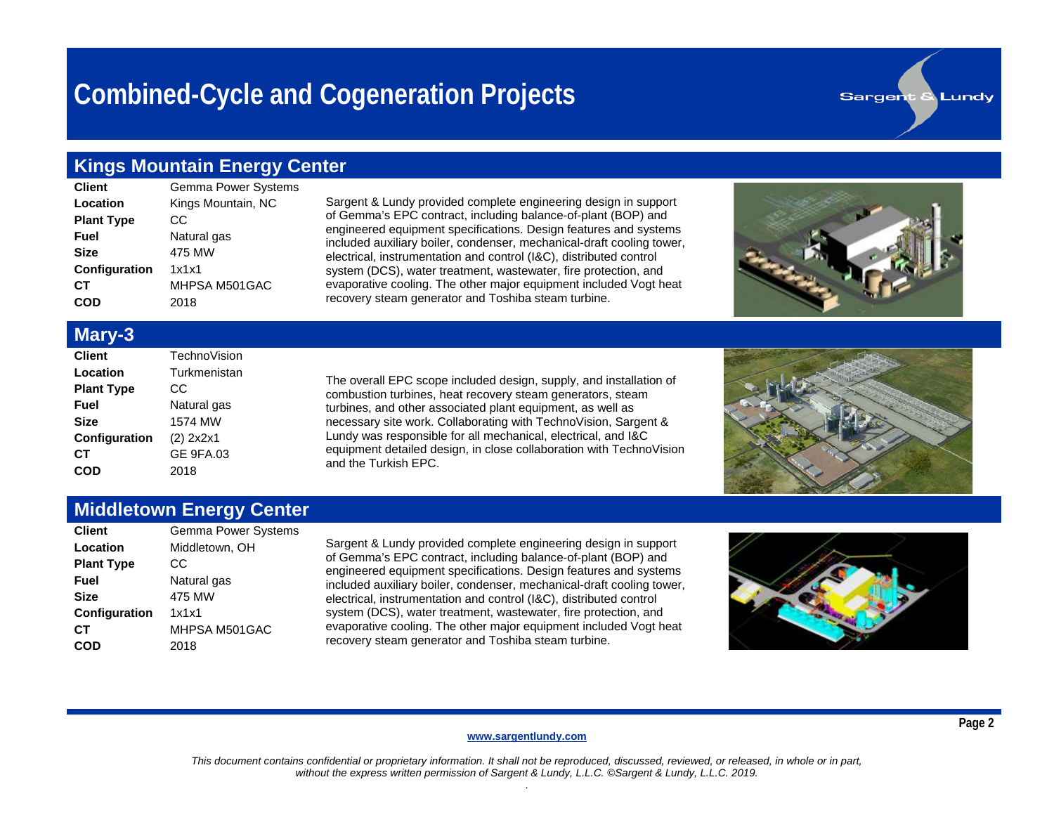# Combined-Cycle and Cogeneration Projects

## Kings Mountain Energy Center

| | |
|---|---|
| **Client** | Gemma Power Systems |
| **Location** | Kings Mountain, NC |
| **Plant Type** | CC |
| **Fuel** | Natural gas |
| **Size** | 475 MW |
| **Configuration** | 1x1x1 |
| **CT** | MHPSA M501GAC |
| **COD** | 2018 |

Sargent & Lundy provided complete engineering design in support of Gemma's EPC contract, including balance-of-plant (BOP) and engineered equipment specifications. Design features and systems included auxiliary boiler, condenser, mechanical-draft cooling tower, electrical, instrumentation and control (I&C), distributed control system (DCS), water treatment, wastewater, fire protection, and evaporative cooling. The other major equipment included Vogt heat recovery steam generator and Toshiba steam turbine.

## Mary-3

| | |
|---|---|
| **Client** | TechnoVision |
| **Location** | Turkmenistan |
| **Plant Type** | CC |
| **Fuel** | Natural gas |
| **Size** | 1574 MW |
| **Configuration** | (2) 2x2x1 |
| **CT** | GE 9FA.03 |
| **COD** | 2018 |

The overall EPC scope included design, supply, and installation of combustion turbines, heat recovery steam generators, steam turbines, and other associated plant equipment, as well as necessary site work. Collaborating with TechnoVision, Sargent & Lundy was responsible for all mechanical, electrical, and I&C equipment detailed design, in close collaboration with TechnoVision and the Turkish EPC.

## Middletown Energy Center

| | |
|---|---|
| **Client** | Gemma Power Systems |
| **Location** | Middletown, OH |
| **Plant Type** | CC |
| **Fuel** | Natural gas |
| **Size** | 475 MW |
| **Configuration** | 1x1x1 |
| **CT** | MHPSA M501GAC |
| **COD** | 2018 |

Sargent & Lundy provided complete engineering design in support of Gemma's EPC contract, including balance-of-plant (BOP) and engineered equipment specifications. Design features and systems included auxiliary boiler, condenser, mechanical-draft cooling tower, electrical, instrumentation and control (I&C), distributed control system (DCS), water treatment, wastewater, fire protection, and evaporative cooling. The other major equipment included Vogt heat recovery steam generator and Toshiba steam turbine.

www.sargentlundy.com

*This document contains confidential or proprietary information. It shall not be reproduced, discussed, reviewed, or released, in whole or in part, without the express written permission of Sargent & Lundy, L.L.C. ©Sargent & Lundy, L.L.C. 2019.*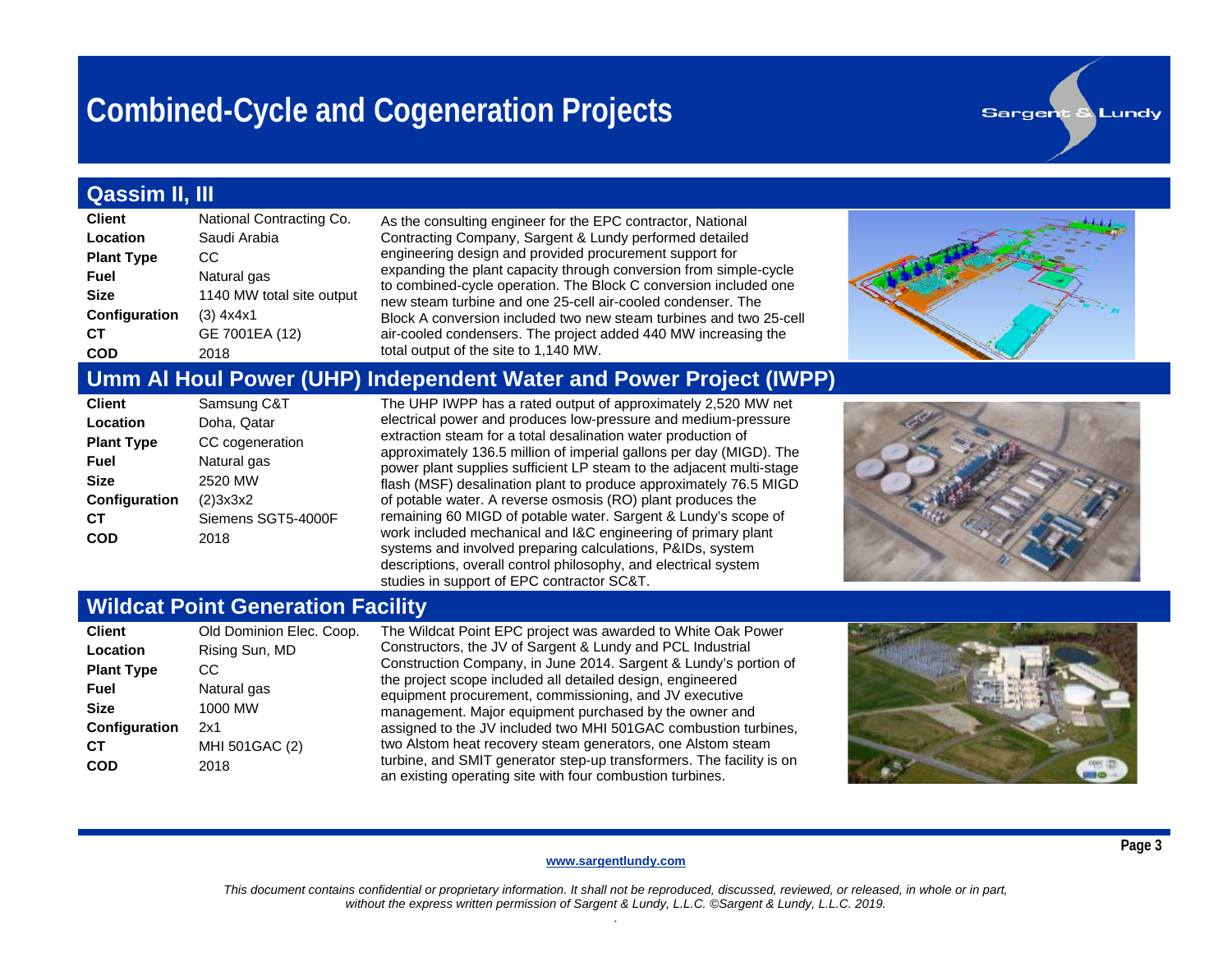# Combined-Cycle and Cogeneration Projects

## Qassim II, III

| | |
|---|---|
| **Client** | National Contracting Co. |
| **Location** | Saudi Arabia |
| **Plant Type** | CC |
| **Fuel** | Natural gas |
| **Size** | 1140 MW total site output |
| **Configuration** | (3) 4x4x1 |
| **CT** | GE 7001EA (12) |
| **COD** | 2018 |

As the consulting engineer for the EPC contractor, National Contracting Company, Sargent & Lundy performed detailed engineering design and provided procurement support for expanding the plant capacity through conversion from simple-cycle to combined-cycle operation. The Block C conversion included one new steam turbine and one 25-cell air-cooled condenser. The Block A conversion included two new steam turbines and two 25-cell air-cooled condensers. The project added 440 MW increasing the total output of the site to 1,140 MW.

## Umm Al Houl Power (UHP) Independent Water and Power Project (IWPP)

| | |
|---|---|
| **Client** | Samsung C&T |
| **Location** | Doha, Qatar |
| **Plant Type** | CC cogeneration |
| **Fuel** | Natural gas |
| **Size** | 2520 MW |
| **Configuration** | (2)3x3x2 |
| **CT** | Siemens SGT5-4000F |
| **COD** | 2018 |

The UHP IWPP has a rated output of approximately 2,520 MW net electrical power and produces low-pressure and medium-pressure extraction steam for a total desalination water production of approximately 136.5 million of imperial gallons per day (MIGD). The power plant supplies sufficient LP steam to the adjacent multi-stage flash (MSF) desalination plant to produce approximately 76.5 MIGD of potable water. A reverse osmosis (RO) plant produces the remaining 60 MIGD of potable water. Sargent & Lundy's scope of work included mechanical and I&C engineering of primary plant systems and involved preparing calculations, P&IDs, system descriptions, overall control philosophy, and electrical system studies in support of EPC contractor SC&T.

## Wildcat Point Generation Facility

| | |
|---|---|
| **Client** | Old Dominion Elec. Coop. |
| **Location** | Rising Sun, MD |
| **Plant Type** | CC |
| **Fuel** | Natural gas |
| **Size** | 1000 MW |
| **Configuration** | 2x1 |
| **CT** | MHI 501GAC (2) |
| **COD** | 2018 |

The Wildcat Point EPC project was awarded to White Oak Power Constructors, the JV of Sargent & Lundy and PCL Industrial Construction Company, in June 2014. Sargent & Lundy's portion of the project scope included all detailed design, engineered equipment procurement, commissioning, and JV executive management. Major equipment purchased by the owner and assigned to the JV included two MHI 501GAC combustion turbines, two Alstom heat recovery steam generators, one Alstom steam turbine, and SMIT generator step-up transformers. The facility is on an existing operating site with four combustion turbines.

www.sargentlundy.com

*This document contains confidential or proprietary information. It shall not be reproduced, discussed, reviewed, or released, in whole or in part, without the express written permission of Sargent & Lundy, L.L.C. ©Sargent & Lundy, L.L.C. 2019.*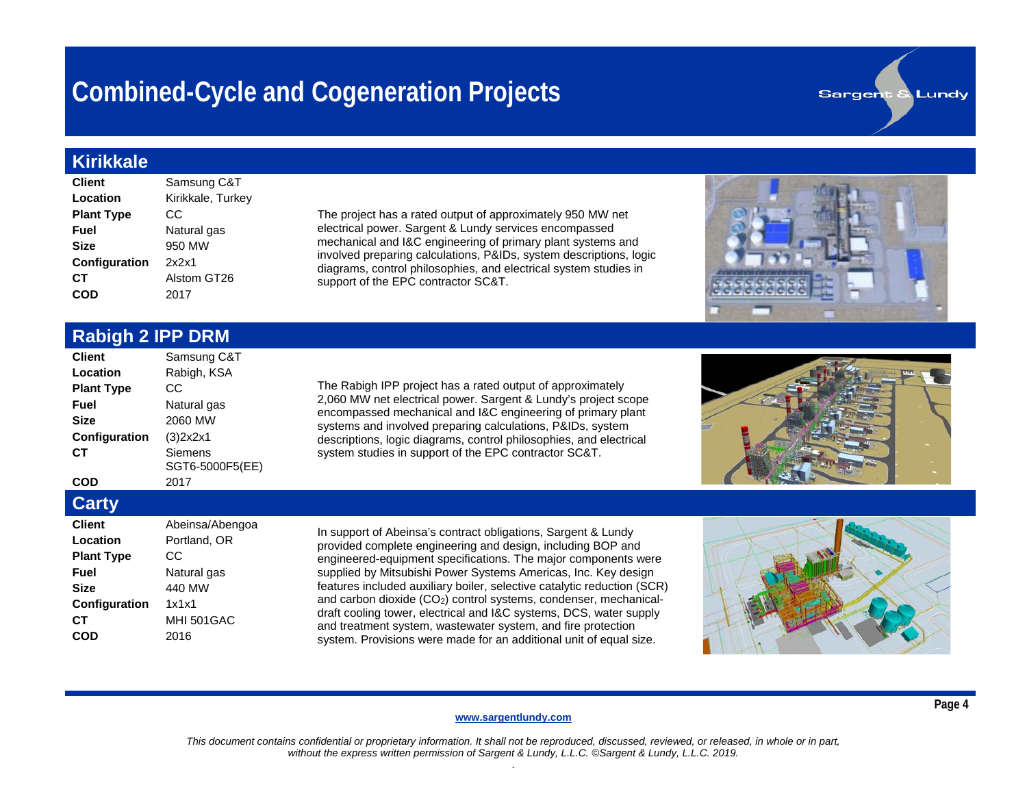# Combined-Cycle and Cogeneration Projects

## Kirikkale

| | |
|---|---|
| **Client** | Samsung C&T |
| **Location** | Kirikkale, Turkey |
| **Plant Type** | CC |
| **Fuel** | Natural gas |
| **Size** | 950 MW |
| **Configuration** | 2x2x1 |
| **CT** | Alstom GT26 |
| **COD** | 2017 |

The project has a rated output of approximately 950 MW net electrical power. Sargent & Lundy services encompassed mechanical and I&C engineering of primary plant systems and involved preparing calculations, P&IDs, system descriptions, logic diagrams, control philosophies, and electrical system studies in support of the EPC contractor SC&T.

## Rabigh 2 IPP DRM

| | |
|---|---|
| **Client** | Samsung C&T |
| **Location** | Rabigh, KSA |
| **Plant Type** | CC |
| **Fuel** | Natural gas |
| **Size** | 2060 MW |
| **Configuration** | (3)2x2x1 |
| **CT** | Siemens SGT6-5000F5(EE) |
| **COD** | 2017 |

The Rabigh IPP project has a rated output of approximately 2,060 MW net electrical power. Sargent & Lundy's project scope encompassed mechanical and I&C engineering of primary plant systems and involved preparing calculations, P&IDs, system descriptions, logic diagrams, control philosophies, and electrical system studies in support of the EPC contractor SC&T.

## Carty

| | |
|---|---|
| **Client** | Abeinsa/Abengoa |
| **Location** | Portland, OR |
| **Plant Type** | CC |
| **Fuel** | Natural gas |
| **Size** | 440 MW |
| **Configuration** | 1x1x1 |
| **CT** | MHI 501GAC |
| **COD** | 2016 |

In support of Abeinsa's contract obligations, Sargent & Lundy provided complete engineering and design, including BOP and engineered-equipment specifications. The major components were supplied by Mitsubishi Power Systems Americas, Inc. Key design features included auxiliary boiler, selective catalytic reduction (SCR) and carbon dioxide ($CO_2$) control systems, condenser, mechanical-draft cooling tower, electrical and I&C systems, DCS, water supply and treatment system, wastewater system, and fire protection system. Provisions were made for an additional unit of equal size.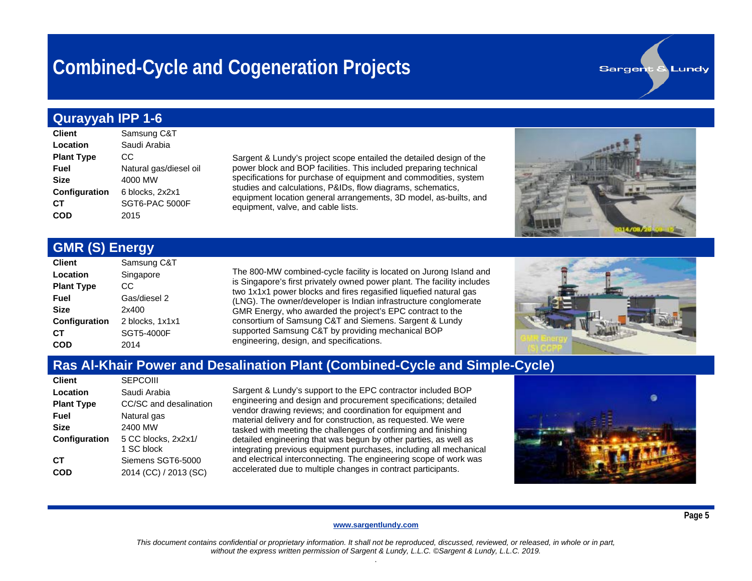# Combined-Cycle and Cogeneration Projects

## Qurayyah IPP 1-6

| | |
|---|---|
| **Client** | Samsung C&T |
| **Location** | Saudi Arabia |
| **Plant Type** | CC |
| **Fuel** | Natural gas/diesel oil |
| **Size** | 4000 MW |
| **Configuration** | 6 blocks, 2x2x1 |
| **CT** | SGT6-PAC 5000F |
| **COD** | 2015 |

Sargent & Lundy's project scope entailed the detailed design of the power block and BOP facilities. This included preparing technical specifications for purchase of equipment and commodities, system studies and calculations, P&IDs, flow diagrams, schematics, equipment location general arrangements, 3D model, as-builts, and equipment, valve, and cable lists.

## GMR (S) Energy

| | |
|---|---|
| **Client** | Samsung C&T |
| **Location** | Singapore |
| **Plant Type** | CC |
| **Fuel** | Gas/diesel 2 |
| **Size** | 2x400 |
| **Configuration** | 2 blocks, 1x1x1 |
| **CT** | SGT5-4000F |
| **COD** | 2014 |

The 800-MW combined-cycle facility is located on Jurong Island and is Singapore's first privately owned power plant. The facility includes two 1x1x1 power blocks and fires regasified liquefied natural gas (LNG). The owner/developer is Indian infrastructure conglomerate GMR Energy, who awarded the project's EPC contract to the consortium of Samsung C&T and Siemens. Sargent & Lundy supported Samsung C&T by providing mechanical BOP engineering, design, and specifications.

## Ras Al-Khair Power and Desalination Plant (Combined-Cycle and Simple-Cycle)

| | |
|---|---|
| **Client** | SEPCOIII |
| **Location** | Saudi Arabia |
| **Plant Type** | CC/SC and desalination |
| **Fuel** | Natural gas |
| **Size** | 2400 MW |
| **Configuration** | 5 CC blocks, 2x2x1/ 1 SC block |
| **CT** | Siemens SGT6-5000 |
| **COD** | 2014 (CC) / 2013 (SC) |

Sargent & Lundy's support to the EPC contractor included BOP engineering and design and procurement specifications; detailed vendor drawing reviews; and coordination for equipment and material delivery and for construction, as requested. We were tasked with meeting the challenges of confirming and finishing detailed engineering that was begun by other parties, as well as integrating previous equipment purchases, including all mechanical and electrical interconnecting. The engineering scope of work was accelerated due to multiple changes in contract participants.

www.sargentlundy.com

*This document contains confidential or proprietary information. It shall not be reproduced, discussed, reviewed, or released, in whole or in part, without the express written permission of Sargent & Lundy, L.L.C. ©Sargent & Lundy, L.L.C. 2019.*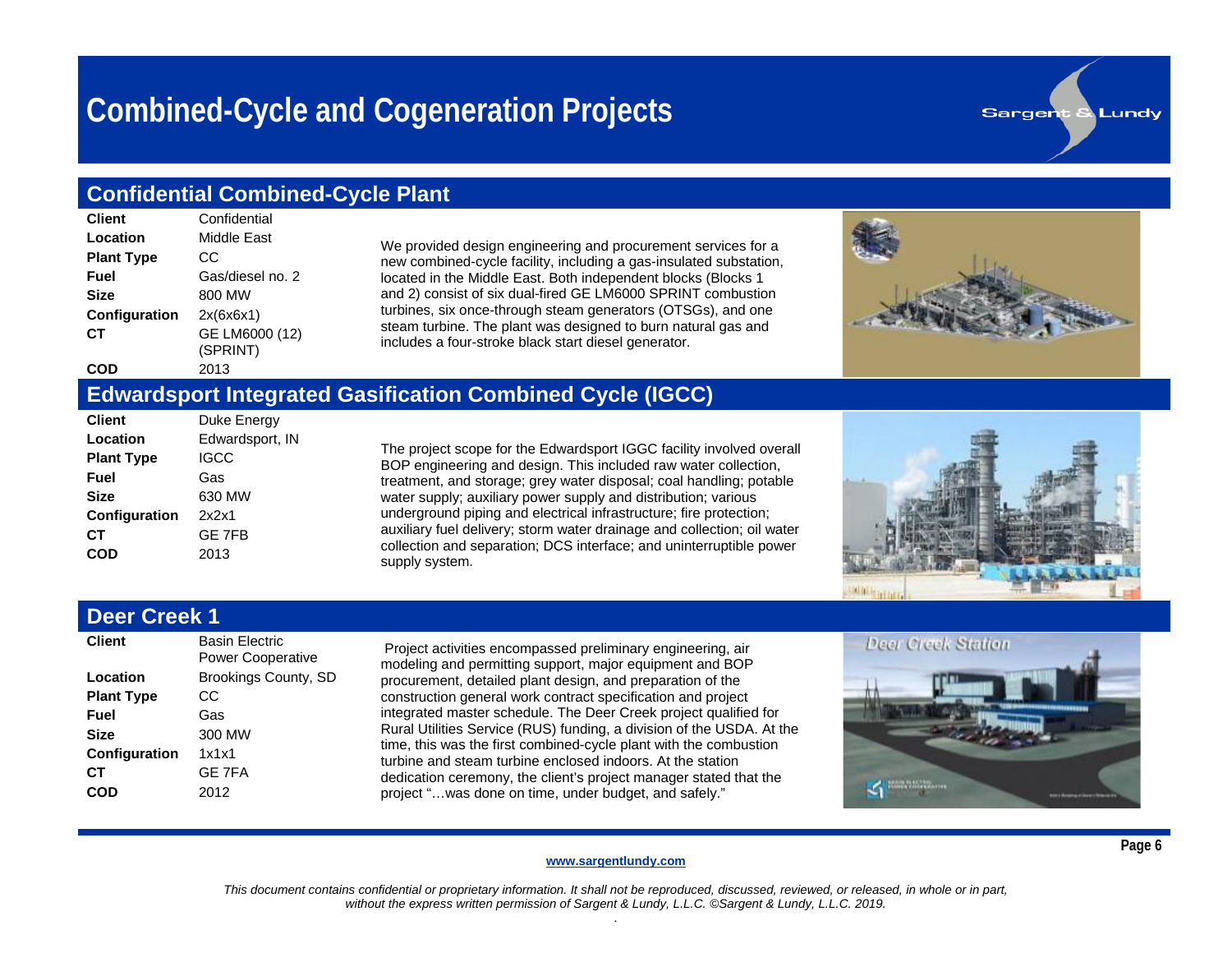# Combined-Cycle and Cogeneration Projects

## Confidential Combined-Cycle Plant

| | |
|---|---|
| **Client** | Confidential |
| **Location** | Middle East |
| **Plant Type** | CC |
| **Fuel** | Gas/diesel no. 2 |
| **Size** | 800 MW |
| **Configuration** | 2x(6x6x1) |
| **CT** | GE LM6000 (12) (SPRINT) |
| **COD** | 2013 |

We provided design engineering and procurement services for a new combined-cycle facility, including a gas-insulated substation, located in the Middle East. Both independent blocks (Blocks 1 and 2) consist of six dual-fired GE LM6000 SPRINT combustion turbines, six once-through steam generators (OTSGs), and one steam turbine. The plant was designed to burn natural gas and includes a four-stroke black start diesel generator.

## Edwardsport Integrated Gasification Combined Cycle (IGCC)

| | |
|---|---|
| **Client** | Duke Energy |
| **Location** | Edwardsport, IN |
| **Plant Type** | IGCC |
| **Fuel** | Gas |
| **Size** | 630 MW |
| **Configuration** | 2x2x1 |
| **CT** | GE 7FB |
| **COD** | 2013 |

The project scope for the Edwardsport IGGC facility involved overall BOP engineering and design. This included raw water collection, treatment, and storage; grey water disposal; coal handling; potable water supply; auxiliary power supply and distribution; various underground piping and electrical infrastructure; fire protection; auxiliary fuel delivery; storm water drainage and collection; oil water collection and separation; DCS interface; and uninterruptible power supply system.

## Deer Creek 1

| | |
|---|---|
| **Client** | Basin Electric Power Cooperative |
| **Location** | Brookings County, SD |
| **Plant Type** | CC |
| **Fuel** | Gas |
| **Size** | 300 MW |
| **Configuration** | 1x1x1 |
| **CT** | GE 7FA |
| **COD** | 2012 |

Project activities encompassed preliminary engineering, air modeling and permitting support, major equipment and BOP procurement, detailed plant design, and preparation of the construction general work contract specification and project integrated master schedule. The Deer Creek project qualified for Rural Utilities Service (RUS) funding, a division of the USDA. At the time, this was the first combined-cycle plant with the combustion turbine and steam turbine enclosed indoors. At the station dedication ceremony, the client's project manager stated that the project "…was done on time, under budget, and safely."

www.sargentlundy.com

*This document contains confidential or proprietary information. It shall not be reproduced, discussed, reviewed, or released, in whole or in part, without the express written permission of Sargent & Lundy, L.L.C. ©Sargent & Lundy, L.L.C. 2019.*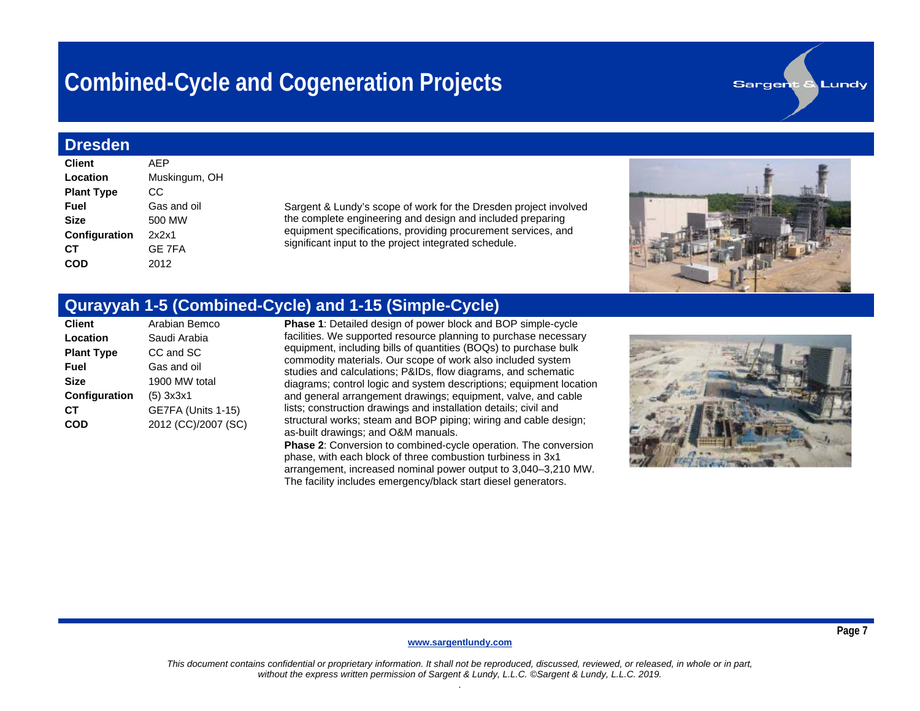# Combined-Cycle and Cogeneration Projects

## Dresden

| | |
|---|---|
| **Client** | AEP |
| **Location** | Muskingum, OH |
| **Plant Type** | CC |
| **Fuel** | Gas and oil |
| **Size** | 500 MW |
| **Configuration** | 2x2x1 |
| **CT** | GE 7FA |
| **COD** | 2012 |

Sargent & Lundy's scope of work for the Dresden project involved the complete engineering and design and included preparing equipment specifications, providing procurement services, and significant input to the project integrated schedule.

## Qurayyah 1-5 (Combined-Cycle) and 1-15 (Simple-Cycle)

| | |
|---|---|
| **Client** | Arabian Bemco |
| **Location** | Saudi Arabia |
| **Plant Type** | CC and SC |
| **Fuel** | Gas and oil |
| **Size** | 1900 MW total |
| **Configuration** | (5) 3x3x1 |
| **CT** | GE7FA (Units 1-15) |
| **COD** | 2012 (CC)/2007 (SC) |

**Phase 1**: Detailed design of power block and BOP simple-cycle facilities. We supported resource planning to purchase necessary equipment, including bills of quantities (BOQs) to purchase bulk commodity materials. Our scope of work also included system studies and calculations; P&IDs, flow diagrams, and schematic diagrams; control logic and system descriptions; equipment location and general arrangement drawings; equipment, valve, and cable lists; construction drawings and installation details; civil and structural works; steam and BOP piping; wiring and cable design; as-built drawings; and O&M manuals.

**Phase 2**: Conversion to combined-cycle operation. The conversion phase, with each block of three combustion turbiness in 3x1 arrangement, increased nominal power output to 3,040–3,210 MW. The facility includes emergency/black start diesel generators.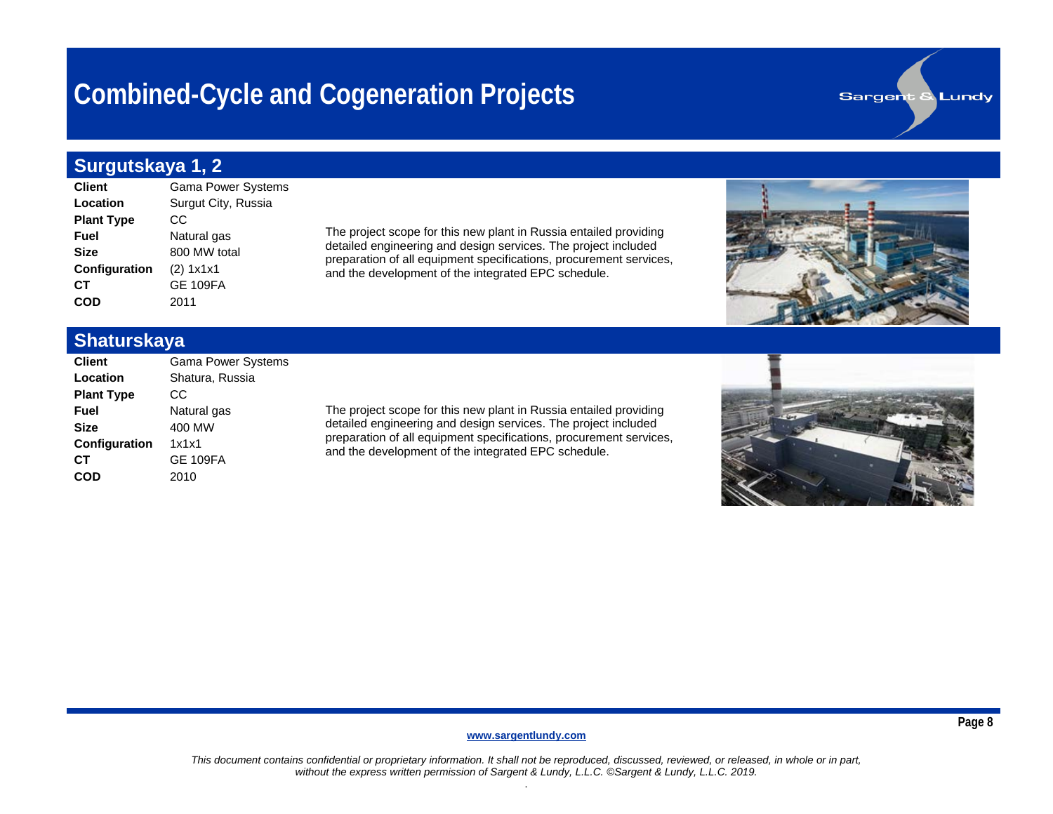# Combined-Cycle and Cogeneration Projects

## Surgutskaya 1, 2

| | |
|---|---|
| **Client** | Gama Power Systems |
| **Location** | Surgut City, Russia |
| **Plant Type** | CC |
| **Fuel** | Natural gas |
| **Size** | 800 MW total |
| **Configuration** | (2) 1x1x1 |
| **CT** | GE 109FA |
| **COD** | 2011 |

The project scope for this new plant in Russia entailed providing detailed engineering and design services. The project included preparation of all equipment specifications, procurement services, and the development of the integrated EPC schedule.

## Shaturskaya

| | |
|---|---|
| **Client** | Gama Power Systems |
| **Location** | Shatura, Russia |
| **Plant Type** | CC |
| **Fuel** | Natural gas |
| **Size** | 400 MW |
| **Configuration** | 1x1x1 |
| **CT** | GE 109FA |
| **COD** | 2010 |

The project scope for this new plant in Russia entailed providing detailed engineering and design services. The project included preparation of all equipment specifications, procurement services, and the development of the integrated EPC schedule.

www.sargentlundy.com

*This document contains confidential or proprietary information. It shall not be reproduced, discussed, reviewed, or released, in whole or in part, without the express written permission of Sargent & Lundy, L.L.C. ©Sargent & Lundy, L.L.C. 2019.*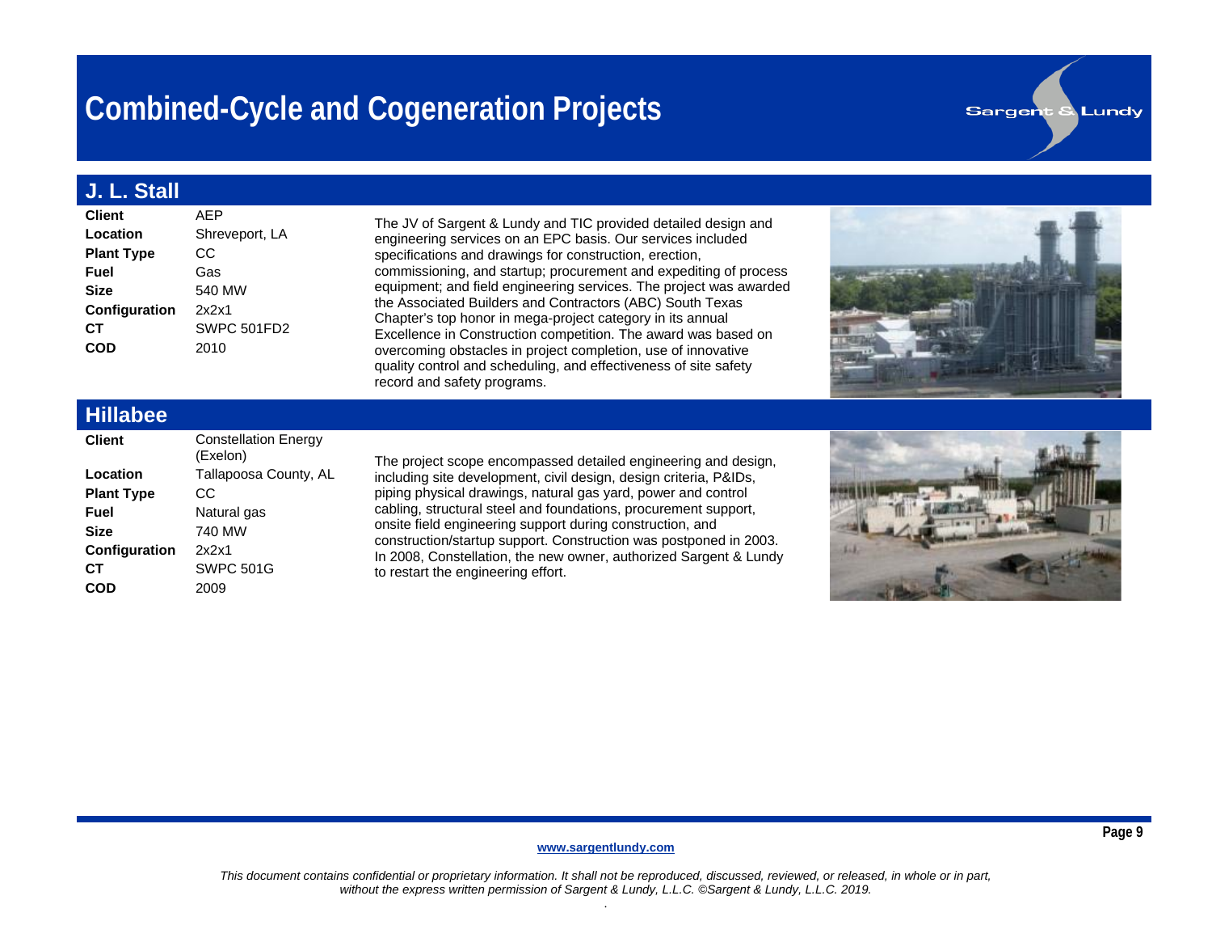# Combined-Cycle and Cogeneration Projects

## J. L. Stall

| | |
|---|---|
| **Client** | AEP |
| **Location** | Shreveport, LA |
| **Plant Type** | CC |
| **Fuel** | Gas |
| **Size** | 540 MW |
| **Configuration** | 2x2x1 |
| **CT** | SWPC 501FD2 |
| **COD** | 2010 |

The JV of Sargent & Lundy and TIC provided detailed design and engineering services on an EPC basis. Our services included specifications and drawings for construction, erection, commissioning, and startup; procurement and expediting of process equipment; and field engineering services. The project was awarded the Associated Builders and Contractors (ABC) South Texas Chapter's top honor in mega-project category in its annual Excellence in Construction competition. The award was based on overcoming obstacles in project completion, use of innovative quality control and scheduling, and effectiveness of site safety record and safety programs.

## Hillabee

| | |
|---|---|
| **Client** | Constellation Energy (Exelon) |
| **Location** | Tallapoosa County, AL |
| **Plant Type** | CC |
| **Fuel** | Natural gas |
| **Size** | 740 MW |
| **Configuration** | 2x2x1 |
| **CT** | SWPC 501G |
| **COD** | 2009 |

The project scope encompassed detailed engineering and design, including site development, civil design, design criteria, P&IDs, piping physical drawings, natural gas yard, power and control cabling, structural steel and foundations, procurement support, onsite field engineering support during construction, and construction/startup support. Construction was postponed in 2003. In 2008, Constellation, the new owner, authorized Sargent & Lundy to restart the engineering effort.

www.sargentlundy.com

*This document contains confidential or proprietary information. It shall not be reproduced, discussed, reviewed, or released, in whole or in part, without the express written permission of Sargent & Lundy, L.L.C. ©Sargent & Lundy, L.L.C. 2019.*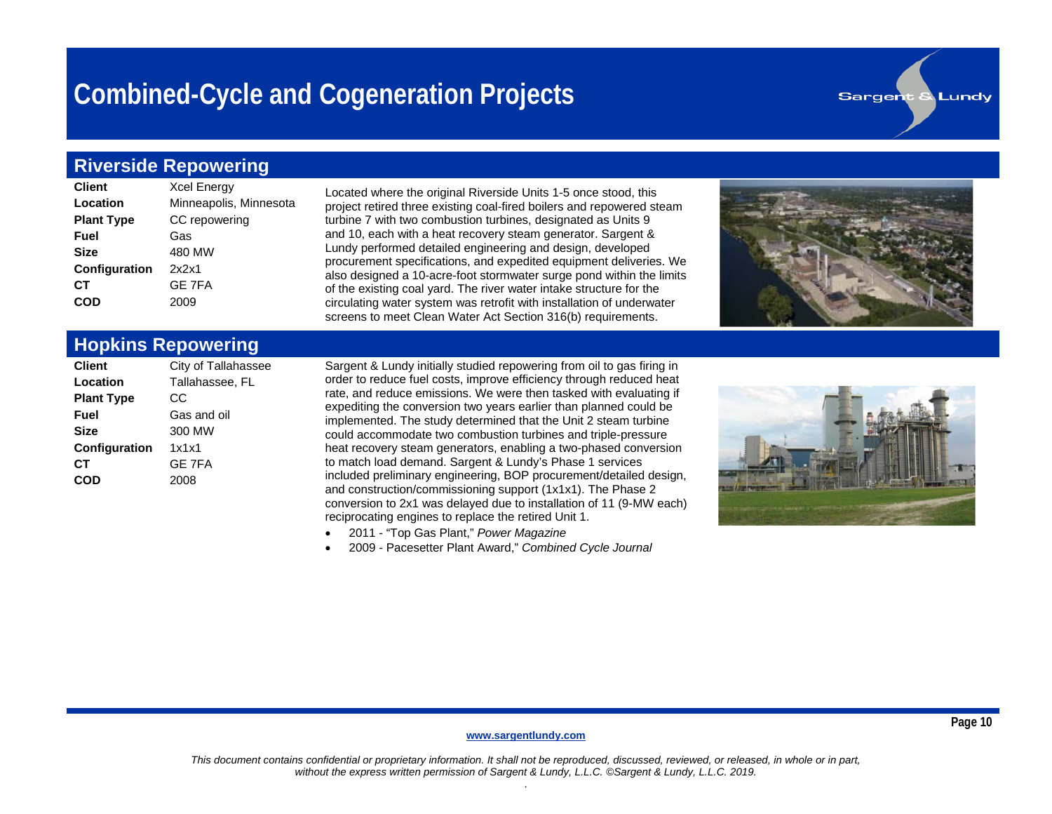# Combined-Cycle and Cogeneration Projects

## Riverside Repowering

| | |
|---|---|
| **Client** | Xcel Energy |
| **Location** | Minneapolis, Minnesota |
| **Plant Type** | CC repowering |
| **Fuel** | Gas |
| **Size** | 480 MW |
| **Configuration** | 2x2x1 |
| **CT** | GE 7FA |
| **COD** | 2009 |

Located where the original Riverside Units 1-5 once stood, this project retired three existing coal-fired boilers and repowered steam turbine 7 with two combustion turbines, designated as Units 9 and 10, each with a heat recovery steam generator. Sargent & Lundy performed detailed engineering and design, developed procurement specifications, and expedited equipment deliveries. We also designed a 10-acre-foot stormwater surge pond within the limits of the existing coal yard. The river water intake structure for the circulating water system was retrofit with installation of underwater screens to meet Clean Water Act Section 316(b) requirements.

## Hopkins Repowering

| | |
|---|---|
| **Client** | City of Tallahassee |
| **Location** | Tallahassee, FL |
| **Plant Type** | CC |
| **Fuel** | Gas and oil |
| **Size** | 300 MW |
| **Configuration** | 1x1x1 |
| **CT** | GE 7FA |
| **COD** | 2008 |

Sargent & Lundy initially studied repowering from oil to gas firing in order to reduce fuel costs, improve efficiency through reduced heat rate, and reduce emissions. We were then tasked with evaluating if expediting the conversion two years earlier than planned could be implemented. The study determined that the Unit 2 steam turbine could accommodate two combustion turbines and triple-pressure heat recovery steam generators, enabling a two-phased conversion to match load demand. Sargent & Lundy's Phase 1 services included preliminary engineering, BOP procurement/detailed design, and construction/commissioning support (1x1x1). The Phase 2 conversion to 2x1 was delayed due to installation of 11 (9-MW each) reciprocating engines to replace the retired Unit 1.

- 2011 - "Top Gas Plant," *Power Magazine*
- 2009 - Pacesetter Plant Award," *Combined Cycle Journal*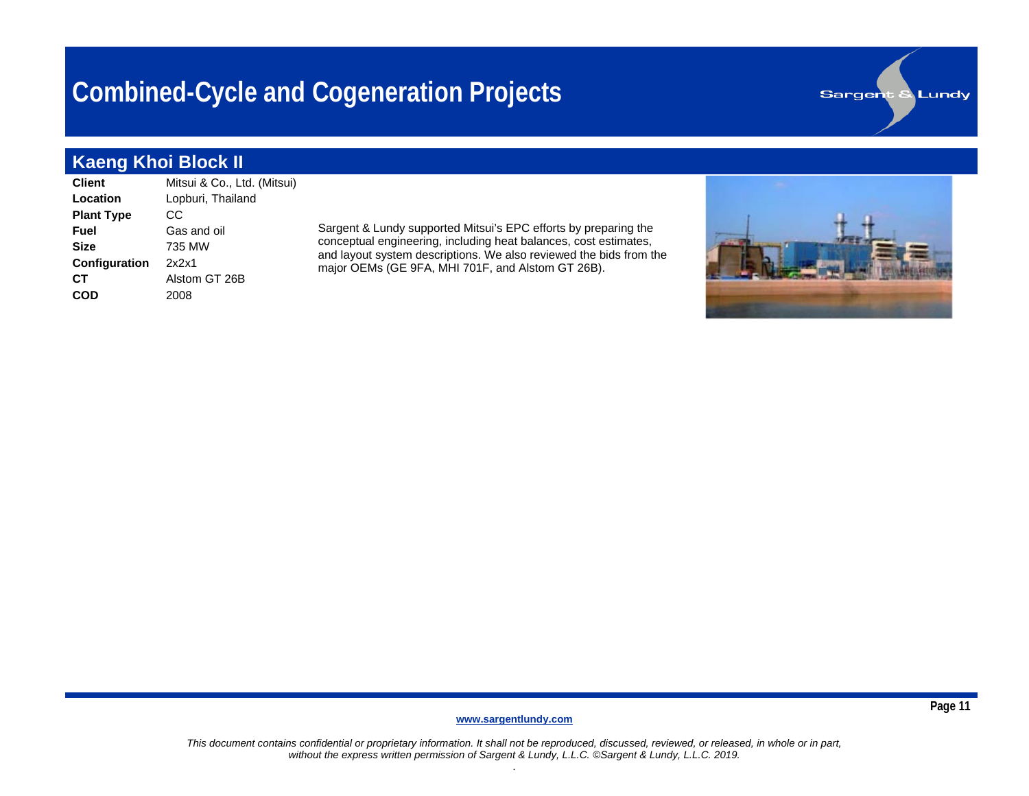# Combined-Cycle and Cogeneration Projects

## Kaeng Khoi Block II

| | |
|---|---|
| **Client** | Mitsui & Co., Ltd. (Mitsui) |
| **Location** | Lopburi, Thailand |
| **Plant Type** | CC |
| **Fuel** | Gas and oil |
| **Size** | 735 MW |
| **Configuration** | 2x2x1 |
| **CT** | Alstom GT 26B |
| **COD** | 2008 |

Sargent & Lundy supported Mitsui's EPC efforts by preparing the conceptual engineering, including heat balances, cost estimates, and layout system descriptions. We also reviewed the bids from the major OEMs (GE 9FA, MHI 701F, and Alstom GT 26B).

www.sargentlundy.com

*This document contains confidential or proprietary information. It shall not be reproduced, discussed, reviewed, or released, in whole or in part, without the express written permission of Sargent & Lundy, L.L.C. ©Sargent & Lundy, L.L.C. 2019.*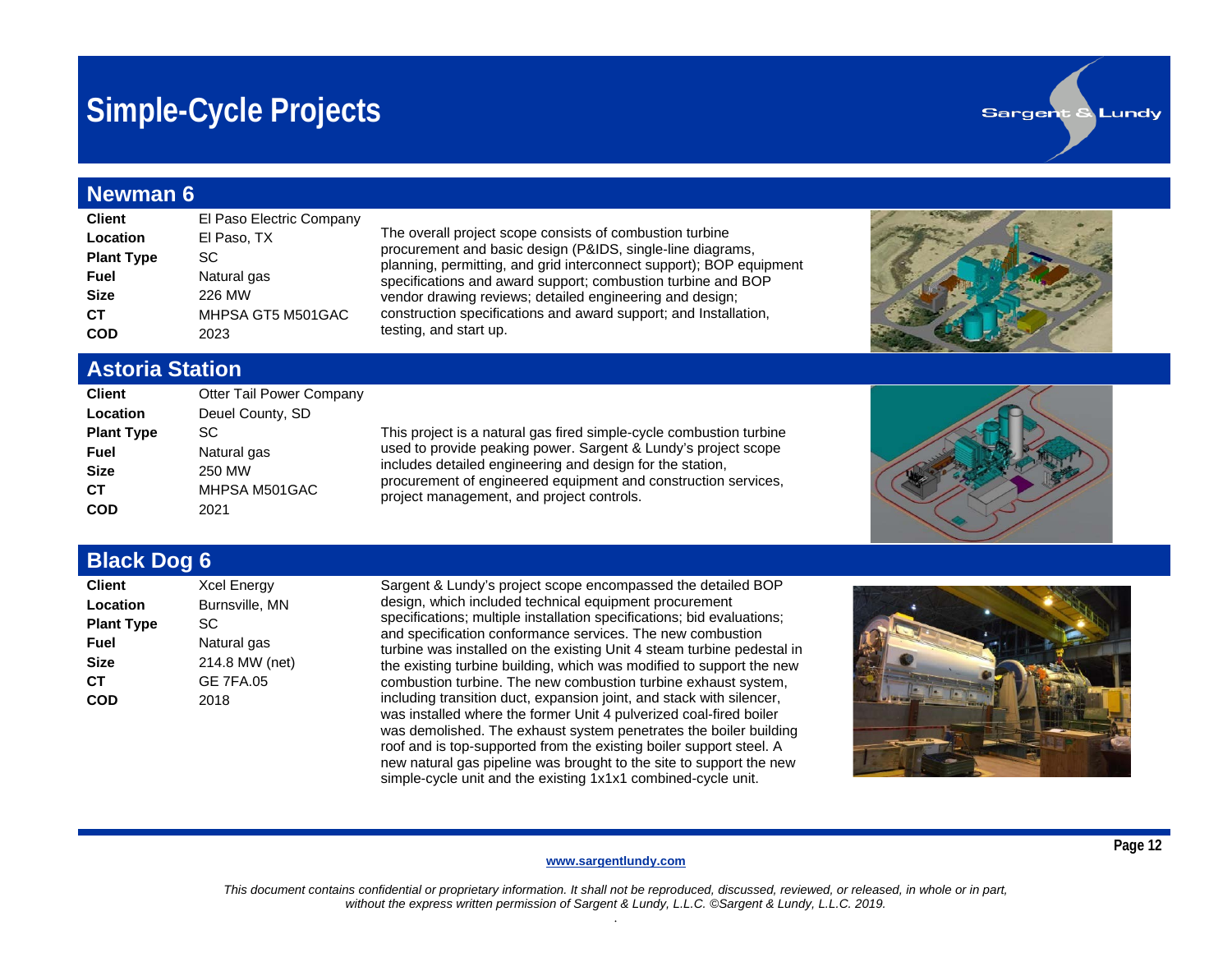# Simple-Cycle Projects

## Newman 6

| | |
|---|---|
| **Client** | El Paso Electric Company |
| **Location** | El Paso, TX |
| **Plant Type** | SC |
| **Fuel** | Natural gas |
| **Size** | 226 MW |
| **CT** | MHPSA GT5 M501GAC |
| **COD** | 2023 |

The overall project scope consists of combustion turbine procurement and basic design (P&IDS, single-line diagrams, planning, permitting, and grid interconnect support); BOP equipment specifications and award support; combustion turbine and BOP vendor drawing reviews; detailed engineering and design; construction specifications and award support; and Installation, testing, and start up.

## Astoria Station

| | |
|---|---|
| **Client** | Otter Tail Power Company |
| **Location** | Deuel County, SD |
| **Plant Type** | SC |
| **Fuel** | Natural gas |
| **Size** | 250 MW |
| **CT** | MHPSA M501GAC |
| **COD** | 2021 |

This project is a natural gas fired simple-cycle combustion turbine used to provide peaking power. Sargent & Lundy's project scope includes detailed engineering and design for the station, procurement of engineered equipment and construction services, project management, and project controls.

## Black Dog 6

| | |
|---|---|
| **Client** | Xcel Energy |
| **Location** | Burnsville, MN |
| **Plant Type** | SC |
| **Fuel** | Natural gas |
| **Size** | 214.8 MW (net) |
| **CT** | GE 7FA.05 |
| **COD** | 2018 |

Sargent & Lundy's project scope encompassed the detailed BOP design, which included technical equipment procurement specifications; multiple installation specifications; bid evaluations; and specification conformance services. The new combustion turbine was installed on the existing Unit 4 steam turbine pedestal in the existing turbine building, which was modified to support the new combustion turbine. The new combustion turbine exhaust system, including transition duct, expansion joint, and stack with silencer, was installed where the former Unit 4 pulverized coal-fired boiler was demolished. The exhaust system penetrates the boiler building roof and is top-supported from the existing boiler support steel. A new natural gas pipeline was brought to the site to support the new simple-cycle unit and the existing 1x1x1 combined-cycle unit.

www.sargentlundy.com

*This document contains confidential or proprietary information. It shall not be reproduced, discussed, reviewed, or released, in whole or in part, without the express written permission of Sargent & Lundy, L.L.C. ©Sargent & Lundy, L.L.C. 2019.*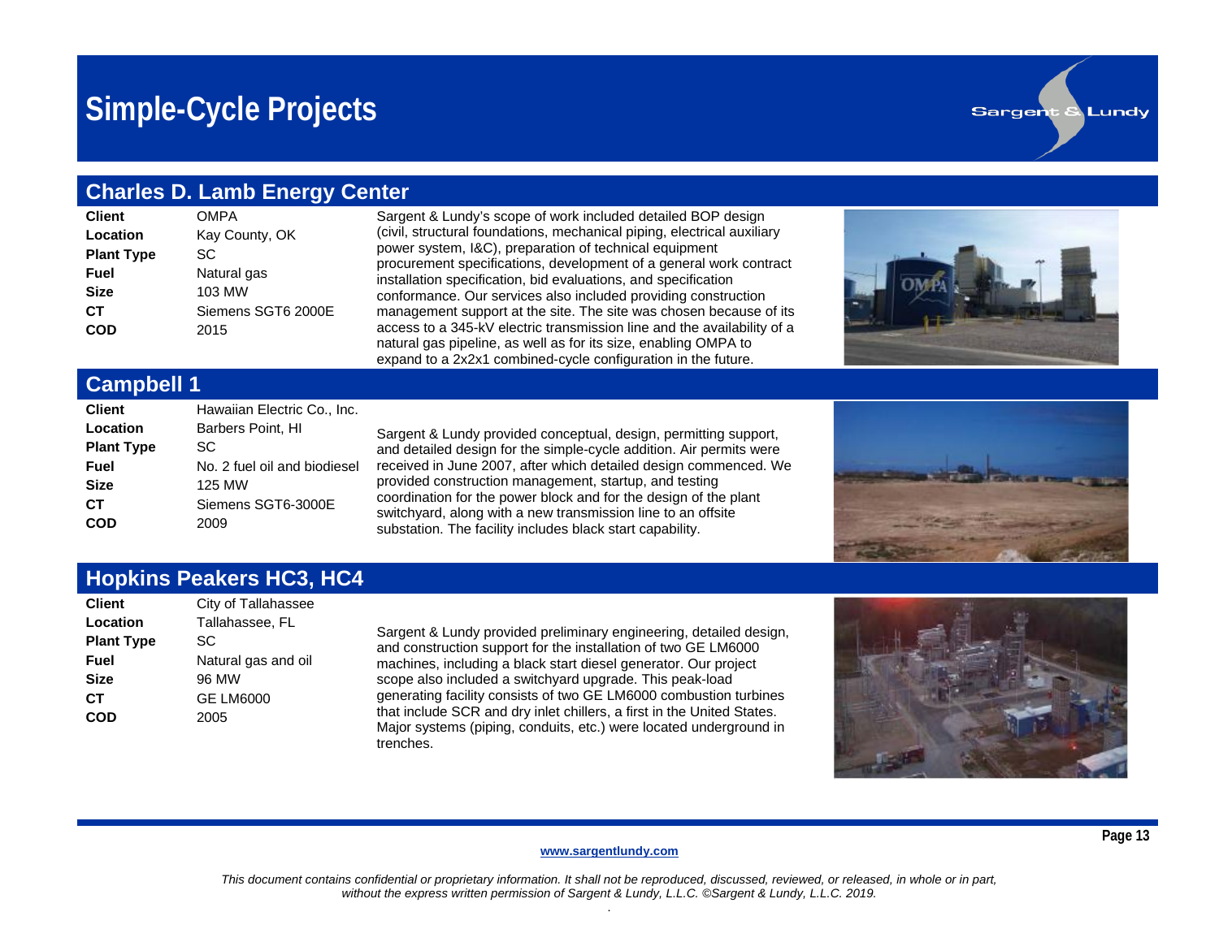# Simple-Cycle Projects

## Charles D. Lamb Energy Center

| | |
|---|---|
| **Client** | OMPA |
| **Location** | Kay County, OK |
| **Plant Type** | SC |
| **Fuel** | Natural gas |
| **Size** | 103 MW |
| **CT** | Siemens SGT6 2000E |
| **COD** | 2015 |

Sargent & Lundy's scope of work included detailed BOP design (civil, structural foundations, mechanical piping, electrical auxiliary power system, I&C), preparation of technical equipment procurement specifications, development of a general work contract installation specification, bid evaluations, and specification conformance. Our services also included providing construction management support at the site. The site was chosen because of its access to a 345-kV electric transmission line and the availability of a natural gas pipeline, as well as for its size, enabling OMPA to expand to a 2x2x1 combined-cycle configuration in the future.

## Campbell 1

| | |
|---|---|
| **Client** | Hawaiian Electric Co., Inc. |
| **Location** | Barbers Point, HI |
| **Plant Type** | SC |
| **Fuel** | No. 2 fuel oil and biodiesel |
| **Size** | 125 MW |
| **CT** | Siemens SGT6-3000E |
| **COD** | 2009 |

Sargent & Lundy provided conceptual, design, permitting support, and detailed design for the simple-cycle addition. Air permits were received in June 2007, after which detailed design commenced. We provided construction management, startup, and testing coordination for the power block and for the design of the plant switchyard, along with a new transmission line to an offsite substation. The facility includes black start capability.

## Hopkins Peakers HC3, HC4

| | |
|---|---|
| **Client** | City of Tallahassee |
| **Location** | Tallahassee, FL |
| **Plant Type** | SC |
| **Fuel** | Natural gas and oil |
| **Size** | 96 MW |
| **CT** | GE LM6000 |
| **COD** | 2005 |

Sargent & Lundy provided preliminary engineering, detailed design, and construction support for the installation of two GE LM6000 machines, including a black start diesel generator. Our project scope also included a switchyard upgrade. This peak-load generating facility consists of two GE LM6000 combustion turbines that include SCR and dry inlet chillers, a first in the United States. Major systems (piping, conduits, etc.) were located underground in trenches.

www.sargentlundy.com

*This document contains confidential or proprietary information. It shall not be reproduced, discussed, reviewed, or released, in whole or in part, without the express written permission of Sargent & Lundy, L.L.C. ©Sargent & Lundy, L.L.C. 2019.*